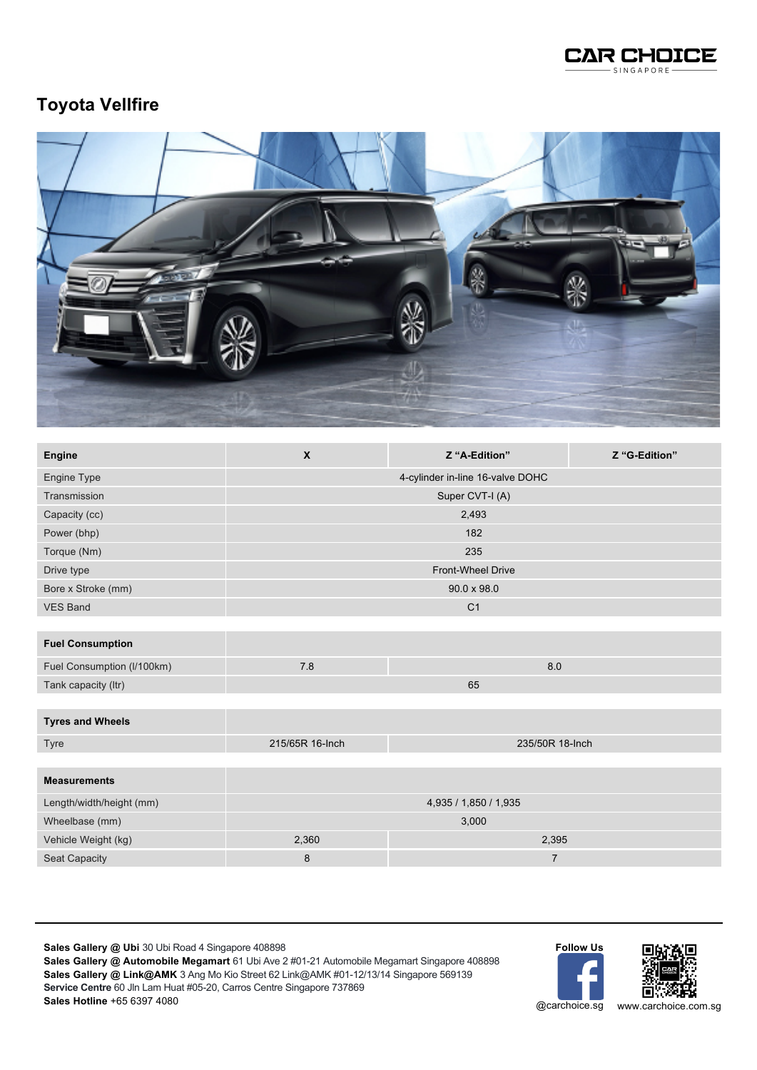# Toyota Vellfire

| Engine | X | Z "A-Edition" | Z "G-Edition" |
|---|---|---|---|
| Engine Type | 4-cylinder in-line 16-valve DOHC | | |
| Transmission | Super CVT-I (A) | | |
| Capacity (cc) | 2,493 | | |
| Power (bhp) | 182 | | |
| Torque (Nm) | 235 | | |
| Drive type | Front-Wheel Drive | | |
| Bore x Stroke (mm) | 90.0 x 98.0 | | |
| VES Band | C1 | | |

| Fuel Consumption | | |
|---|---|---|
| Fuel Consumption (l/100km) | 7.8 | 8.0 |
| Tank capacity (ltr) | 65 | |

| Tyres and Wheels | | |
|---|---|---|
| Tyre | 215/65R 16-Inch | 235/50R 18-Inch |

| Measurements | | |
|---|---|---|
| Length/width/height (mm) | 4,935 / 1,850 / 1,935 | |
| Wheelbase (mm) | 3,000 | |
| Vehicle Weight (kg) | 2,360 | 2,395 |
| Seat Capacity | 8 | 7 |

**Sales Gallery @ Ubi** 30 Ubi Road 4 Singapore 408898
**Sales Gallery @ Automobile Megamart** 61 Ubi Ave 2 #01-21 Automobile Megamart Singapore 408898
**Sales Gallery @ Link@AMK** 3 Ang Mo Kio Street 62 Link@AMK #01-12/13/14 Singapore 569139
**Service Centre** 60 Jln Lam Huat #05-20, Carros Centre Singapore 737869
**Sales Hotline** +65 6397 4080

**Follow Us**
@carchoice.sg
www.carchoice.com.sg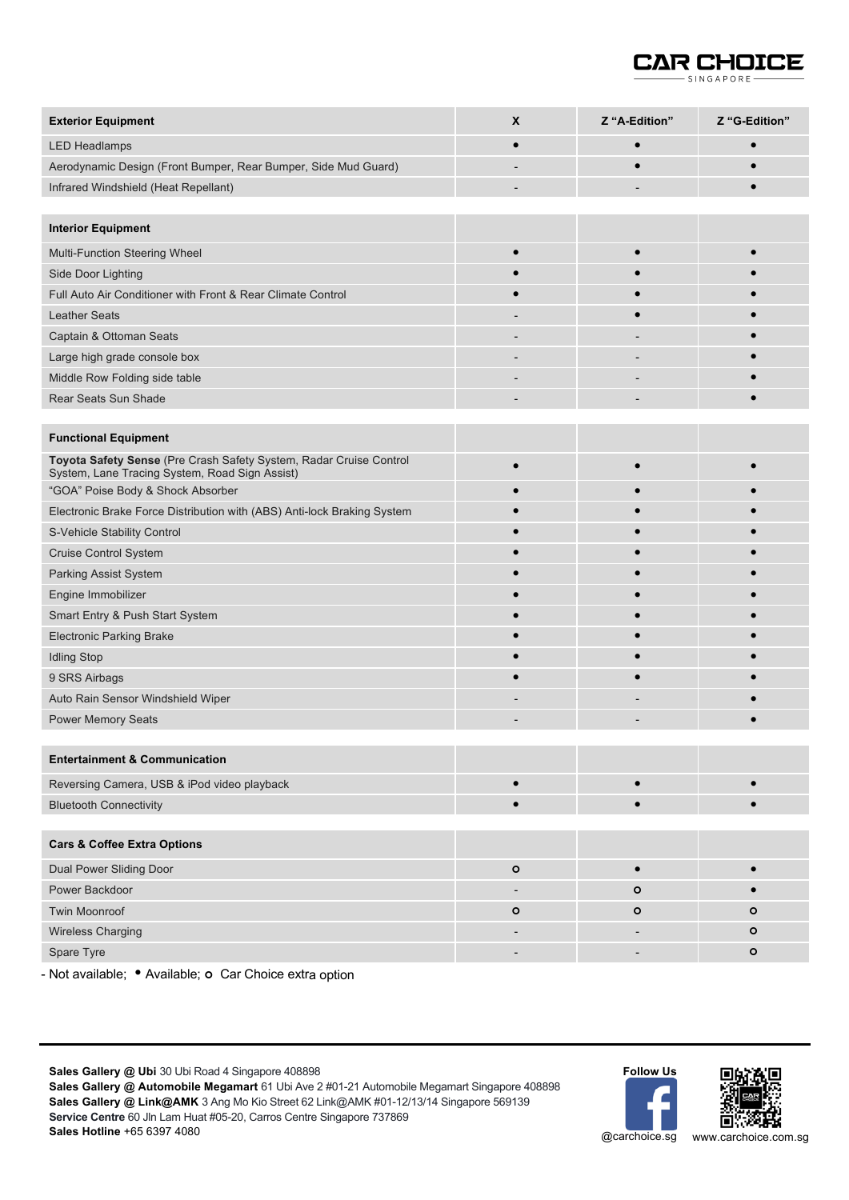| Exterior Equipment | X | Z "A-Edition" | Z "G-Edition" |
|---|---|---|---|
| LED Headlamps | • | • | • |
| Aerodynamic Design (Front Bumper, Rear Bumper, Side Mud Guard) | - | • | • |
| Infrared Windshield (Heat Repellant) | - | - | • |
| **Interior Equipment** | | | |
| Multi-Function Steering Wheel | • | • | • |
| Side Door Lighting | • | • | • |
| Full Auto Air Conditioner with Front & Rear Climate Control | • | • | • |
| Leather Seats | - | • | • |
| Captain & Ottoman Seats | - | - | • |
| Large high grade console box | - | - | • |
| Middle Row Folding side table | - | - | • |
| Rear Seats Sun Shade | - | - | • |
| **Functional Equipment** | | | |
| **Toyota Safety Sense** (Pre Crash Safety System, Radar Cruise Control System, Lane Tracing System, Road Sign Assist) | • | • | • |
| "GOA" Poise Body & Shock Absorber | • | • | • |
| Electronic Brake Force Distribution with (ABS) Anti-lock Braking System | • | • | • |
| S-Vehicle Stability Control | • | • | • |
| Cruise Control System | • | • | • |
| Parking Assist System | • | • | • |
| Engine Immobilizer | • | • | • |
| Smart Entry & Push Start System | • | • | • |
| Electronic Parking Brake | • | • | • |
| Idling Stop | • | • | • |
| 9 SRS Airbags | • | • | • |
| Auto Rain Sensor Windshield Wiper | - | - | • |
| Power Memory Seats | - | - | • |
| **Entertainment & Communication** | | | |
| Reversing Camera, USB & iPod video playback | • | • | • |
| Bluetooth Connectivity | • | • | • |
| **Cars & Coffee Extra Options** | | | |
| Dual Power Sliding Door | o | • | • |
| Power Backdoor | - | o | • |
| Twin Moonroof | o | o | o |
| Wireless Charging | - | - | o |
| Spare Tyre | - | - | o |

- Not available; • Available; o Car Choice extra option

**Sales Gallery @ Ubi** 30 Ubi Road 4 Singapore 408898
**Sales Gallery @ Automobile Megamart** 61 Ubi Ave 2 #01-21 Automobile Megamart Singapore 408898
**Sales Gallery @ Link@AMK** 3 Ang Mo Kio Street 62 Link@AMK #01-12/13/14 Singapore 569139
**Service Centre** 60 Jln Lam Huat #05-20, Carros Centre Singapore 737869
**Sales Hotline** +65 6397 4080

**Follow Us**
@carchoice.sg
www.carchoice.com.sg